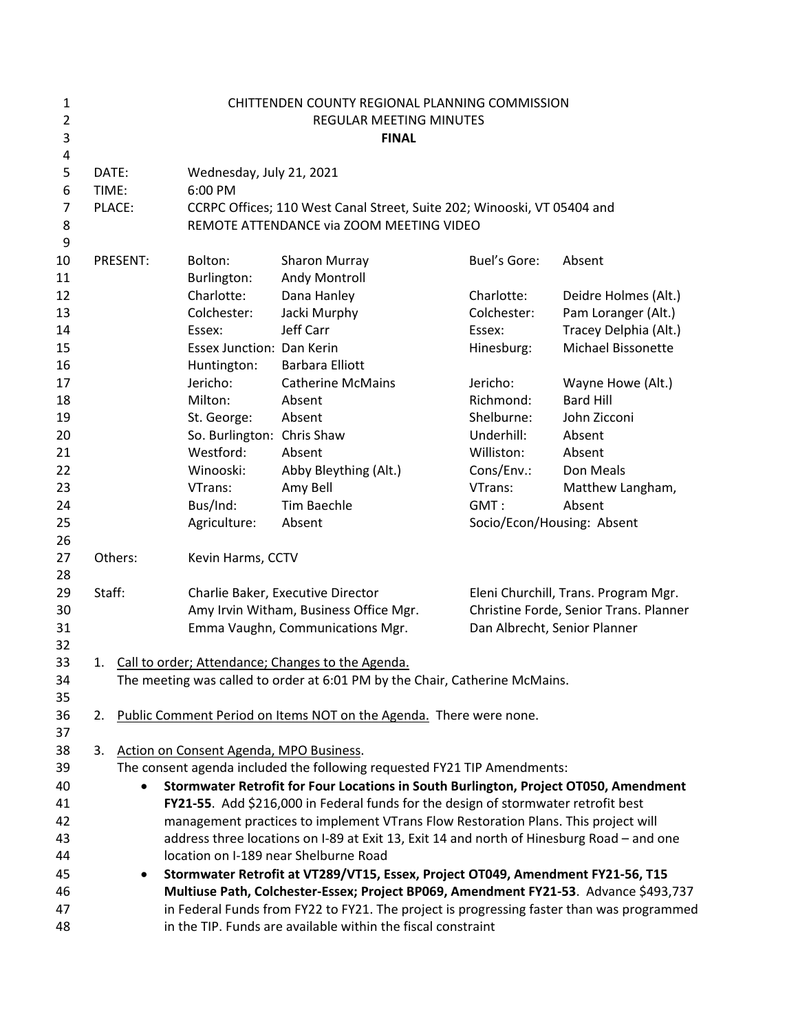CHITTENDEN COUNTY REGIONAL PLANNING COMMISSION
REGULAR MEETING MINUTES
**FINAL**

DATE: Wednesday, July 21, 2021
TIME: 6:00 PM
PLACE: CCRPC Offices; 110 West Canal Street, Suite 202; Winooski, VT 05404 and REMOTE ATTENDANCE via ZOOM MEETING VIDEO

| | | | | |
|---|---|---|---|---|
| PRESENT: | Bolton: | Sharon Murray | Buel's Gore: | Absent |
| | Burlington: | Andy Montroll | | |
| | Charlotte: | Dana Hanley | Charlotte: | Deidre Holmes (Alt.) |
| | Colchester: | Jacki Murphy | Colchester: | Pam Loranger (Alt.) |
| | Essex: | Jeff Carr | Essex: | Tracey Delphia (Alt.) |
| | Essex Junction: | Dan Kerin | Hinesburg: | Michael Bissonette |
| | Huntington: | Barbara Elliott | | |
| | Jericho: | Catherine McMains | Jericho: | Wayne Howe (Alt.) |
| | Milton: | Absent | Richmond: | Bard Hill |
| | St. George: | Absent | Shelburne: | John Zicconi |
| | So. Burlington: | Chris Shaw | Underhill: | Absent |
| | Westford: | Absent | Williston: | Absent |
| | Winooski: | Abby Bleything (Alt.) | Cons/Env.: | Don Meals |
| | VTrans: | Amy Bell | VTrans: | Matthew Langham, |
| | Bus/Ind: | Tim Baechle | GMT : | Absent |
| | Agriculture: | Absent | Socio/Econ/Housing: | Absent |

Others: Kevin Harms, CCTV

Staff:
Charlie Baker, Executive Director
Amy Irvin Witham, Business Office Mgr.
Emma Vaughn, Communications Mgr.
Eleni Churchill, Trans. Program Mgr.
Christine Forde, Senior Trans. Planner
Dan Albrecht, Senior Planner

1. Call to order; Attendance; Changes to the Agenda.
   The meeting was called to order at 6:01 PM by the Chair, Catherine McMains.

2. Public Comment Period on Items NOT on the Agenda. There were none.

3. Action on Consent Agenda, MPO Business.
   The consent agenda included the following requested FY21 TIP Amendments:
   - **Stormwater Retrofit for Four Locations in South Burlington, Project OT050, Amendment FY21-55.** Add $216,000 in Federal funds for the design of stormwater retrofit best management practices to implement VTrans Flow Restoration Plans. This project will address three locations on I-89 at Exit 13, Exit 14 and north of Hinesburg Road – and one location on I-189 near Shelburne Road
   - **Stormwater Retrofit at VT289/VT15, Essex, Project OT049, Amendment FY21-56, T15 Multiuse Path, Colchester-Essex; Project BP069, Amendment FY21-53.** Advance $493,737 in Federal Funds from FY22 to FY21. The project is progressing faster than was programmed in the TIP. Funds are available within the fiscal constraint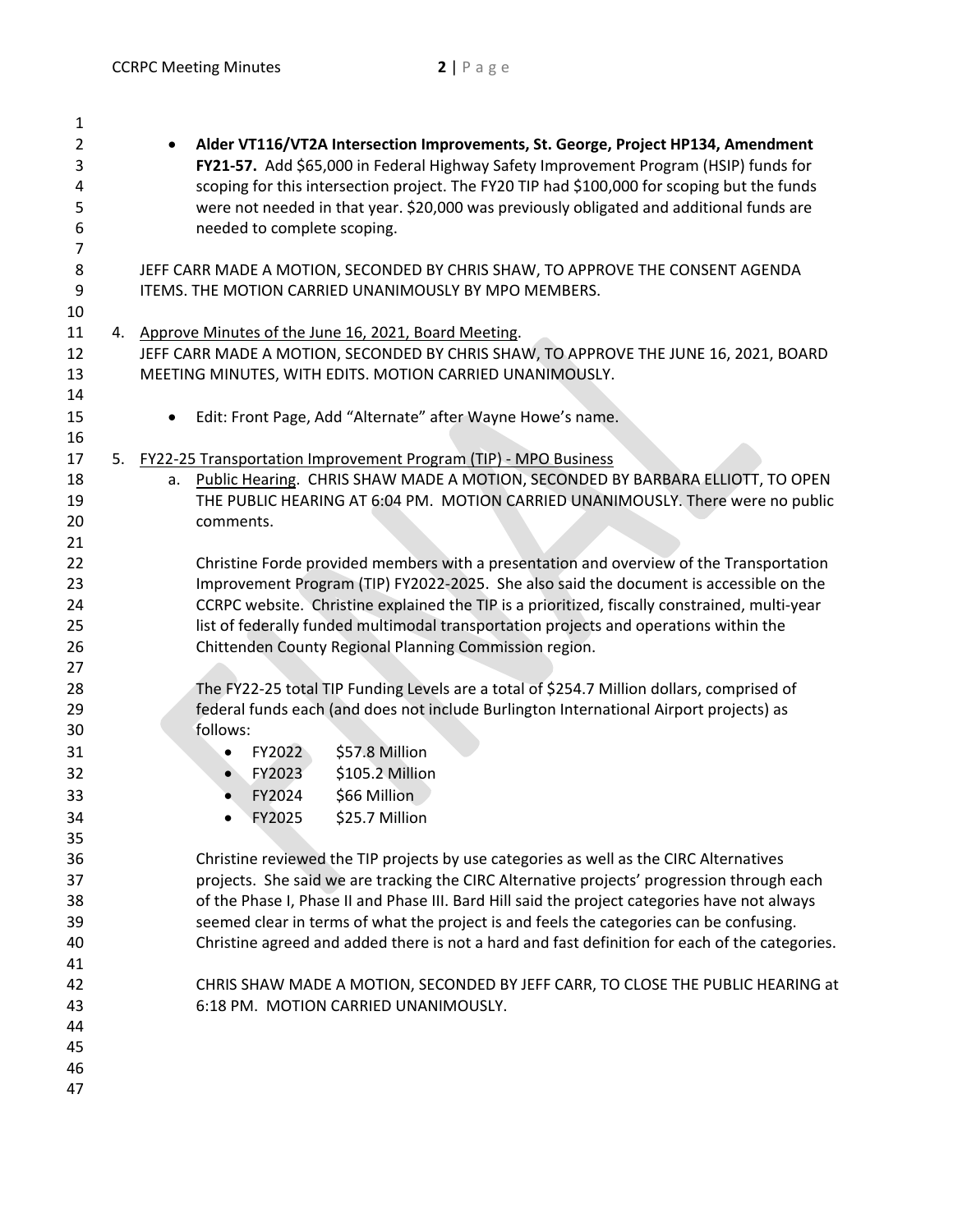- **Alder VT116/VT2A Intersection Improvements, St. George, Project HP134, Amendment FY21-57.** Add $65,000 in Federal Highway Safety Improvement Program (HSIP) funds for scoping for this intersection project. The FY20 TIP had $100,000 for scoping but the funds were not needed in that year. $20,000 was previously obligated and additional funds are needed to complete scoping.

JEFF CARR MADE A MOTION, SECONDED BY CHRIS SHAW, TO APPROVE THE CONSENT AGENDA ITEMS. THE MOTION CARRIED UNANIMOUSLY BY MPO MEMBERS.

4. Approve Minutes of the June 16, 2021, Board Meeting.
   JEFF CARR MADE A MOTION, SECONDED BY CHRIS SHAW, TO APPROVE THE JUNE 16, 2021, BOARD MEETING MINUTES, WITH EDITS. MOTION CARRIED UNANIMOUSLY.

   - Edit: Front Page, Add "Alternate" after Wayne Howe's name.

5. FY22-25 Transportation Improvement Program (TIP) - MPO Business
   a. Public Hearing. CHRIS SHAW MADE A MOTION, SECONDED BY BARBARA ELLIOTT, TO OPEN THE PUBLIC HEARING AT 6:04 PM. MOTION CARRIED UNANIMOUSLY. There were no public comments.

      Christine Forde provided members with a presentation and overview of the Transportation Improvement Program (TIP) FY2022-2025. She also said the document is accessible on the CCRPC website. Christine explained the TIP is a prioritized, fiscally constrained, multi-year list of federally funded multimodal transportation projects and operations within the Chittenden County Regional Planning Commission region.

      The FY22-25 total TIP Funding Levels are a total of $254.7 Million dollars, comprised of federal funds each (and does not include Burlington International Airport projects) as follows:

      - FY2022 $57.8 Million
      - FY2023 $105.2 Million
      - FY2024 $66 Million
      - FY2025 $25.7 Million

      Christine reviewed the TIP projects by use categories as well as the CIRC Alternatives projects. She said we are tracking the CIRC Alternative projects' progression through each of the Phase I, Phase II and Phase III. Bard Hill said the project categories have not always seemed clear in terms of what the project is and feels the categories can be confusing. Christine agreed and added there is not a hard and fast definition for each of the categories.

      CHRIS SHAW MADE A MOTION, SECONDED BY JEFF CARR, TO CLOSE THE PUBLIC HEARING at 6:18 PM. MOTION CARRIED UNANIMOUSLY.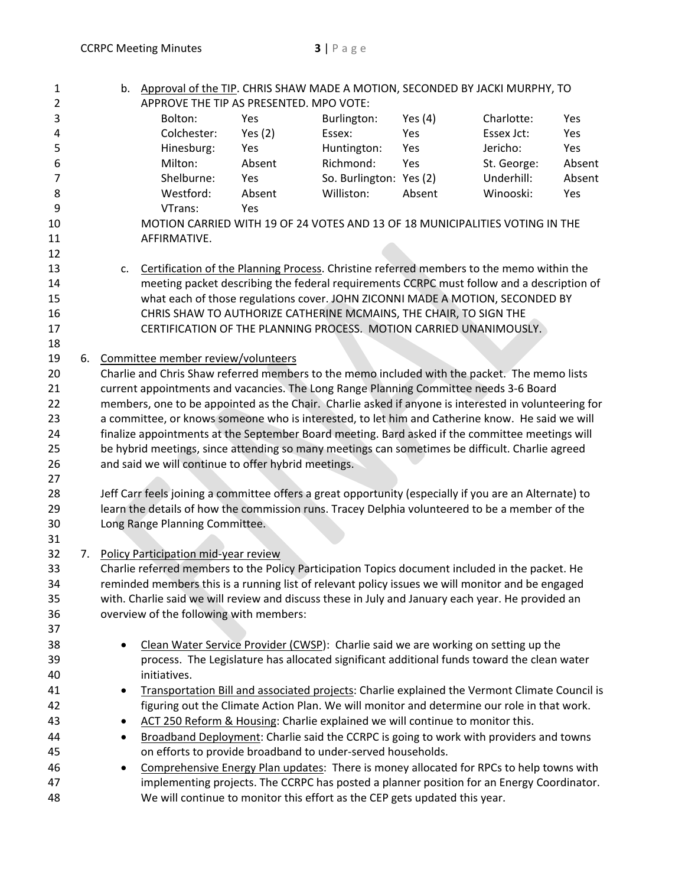b. Approval of the TIP. CHRIS SHAW MADE A MOTION, SECONDED BY JACKI MURPHY, TO APPROVE THE TIP AS PRESENTED. MPO VOTE:

| | | | | | |
|---|---|---|---|---|---|
| Bolton: | Yes | Burlington: | Yes (4) | Charlotte: | Yes |
| Colchester: | Yes (2) | Essex: | Yes | Essex Jct: | Yes |
| Hinesburg: | Yes | Huntington: | Yes | Jericho: | Yes |
| Milton: | Absent | Richmond: | Yes | St. George: | Absent |
| Shelburne: | Yes | So. Burlington: | Yes (2) | Underhill: | Absent |
| Westford: | Absent | Williston: | Absent | Winooski: | Yes |
| VTrans: | Yes | | | | |

MOTION CARRIED WITH 19 OF 24 VOTES AND 13 OF 18 MUNICIPALITIES VOTING IN THE AFFIRMATIVE.

c. Certification of the Planning Process. Christine referred members to the memo within the meeting packet describing the federal requirements CCRPC must follow and a description of what each of those regulations cover. JOHN ZICONNI MADE A MOTION, SECONDED BY CHRIS SHAW TO AUTHORIZE CATHERINE MCMAINS, THE CHAIR, TO SIGN THE CERTIFICATION OF THE PLANNING PROCESS. MOTION CARRIED UNANIMOUSLY.

6. Committee member review/volunteers

Charlie and Chris Shaw referred members to the memo included with the packet. The memo lists current appointments and vacancies. The Long Range Planning Committee needs 3-6 Board members, one to be appointed as the Chair. Charlie asked if anyone is interested in volunteering for a committee, or knows someone who is interested, to let him and Catherine know. He said we will finalize appointments at the September Board meeting. Bard asked if the committee meetings will be hybrid meetings, since attending so many meetings can sometimes be difficult. Charlie agreed and said we will continue to offer hybrid meetings.

Jeff Carr feels joining a committee offers a great opportunity (especially if you are an Alternate) to learn the details of how the commission runs. Tracey Delphia volunteered to be a member of the Long Range Planning Committee.

7. Policy Participation mid-year review

Charlie referred members to the Policy Participation Topics document included in the packet. He reminded members this is a running list of relevant policy issues we will monitor and be engaged with. Charlie said we will review and discuss these in July and January each year. He provided an overview of the following with members:

- Clean Water Service Provider (CWSP): Charlie said we are working on setting up the process. The Legislature has allocated significant additional funds toward the clean water initiatives.
- Transportation Bill and associated projects: Charlie explained the Vermont Climate Council is figuring out the Climate Action Plan. We will monitor and determine our role in that work.
- ACT 250 Reform & Housing: Charlie explained we will continue to monitor this.
- Broadband Deployment: Charlie said the CCRPC is going to work with providers and towns on efforts to provide broadband to under-served households.
- Comprehensive Energy Plan updates: There is money allocated for RPCs to help towns with implementing projects. The CCRPC has posted a planner position for an Energy Coordinator. We will continue to monitor this effort as the CEP gets updated this year.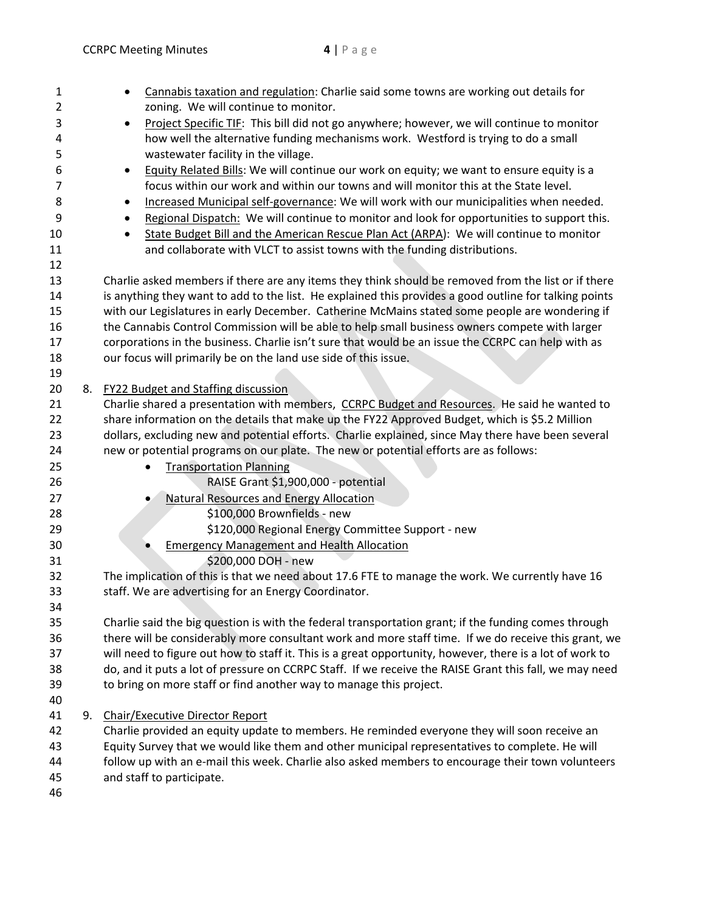- Cannabis taxation and regulation: Charlie said some towns are working out details for zoning. We will continue to monitor.
- Project Specific TIF: This bill did not go anywhere; however, we will continue to monitor how well the alternative funding mechanisms work. Westford is trying to do a small wastewater facility in the village.
- Equity Related Bills: We will continue our work on equity; we want to ensure equity is a focus within our work and within our towns and will monitor this at the State level.
- Increased Municipal self-governance: We will work with our municipalities when needed.
- Regional Dispatch: We will continue to monitor and look for opportunities to support this.
- State Budget Bill and the American Rescue Plan Act (ARPA): We will continue to monitor and collaborate with VLCT to assist towns with the funding distributions.

Charlie asked members if there are any items they think should be removed from the list or if there is anything they want to add to the list. He explained this provides a good outline for talking points with our Legislatures in early December. Catherine McMains stated some people are wondering if the Cannabis Control Commission will be able to help small business owners compete with larger corporations in the business. Charlie isn't sure that would be an issue the CCRPC can help with as our focus will primarily be on the land use side of this issue.

8. FY22 Budget and Staffing discussion

Charlie shared a presentation with members, CCRPC Budget and Resources. He said he wanted to share information on the details that make up the FY22 Approved Budget, which is $5.2 Million dollars, excluding new and potential efforts. Charlie explained, since May there have been several new or potential programs on our plate. The new or potential efforts are as follows:

- Transportation Planning
  - RAISE Grant $1,900,000 - potential
- Natural Resources and Energy Allocation
  - $100,000 Brownfields - new
  - $120,000 Regional Energy Committee Support - new
- Emergency Management and Health Allocation
  - $200,000 DOH - new

The implication of this is that we need about 17.6 FTE to manage the work. We currently have 16 staff. We are advertising for an Energy Coordinator.

Charlie said the big question is with the federal transportation grant; if the funding comes through there will be considerably more consultant work and more staff time. If we do receive this grant, we will need to figure out how to staff it. This is a great opportunity, however, there is a lot of work to do, and it puts a lot of pressure on CCRPC Staff. If we receive the RAISE Grant this fall, we may need to bring on more staff or find another way to manage this project.

9. Chair/Executive Director Report

Charlie provided an equity update to members. He reminded everyone they will soon receive an Equity Survey that we would like them and other municipal representatives to complete. He will follow up with an e-mail this week. Charlie also asked members to encourage their town volunteers and staff to participate.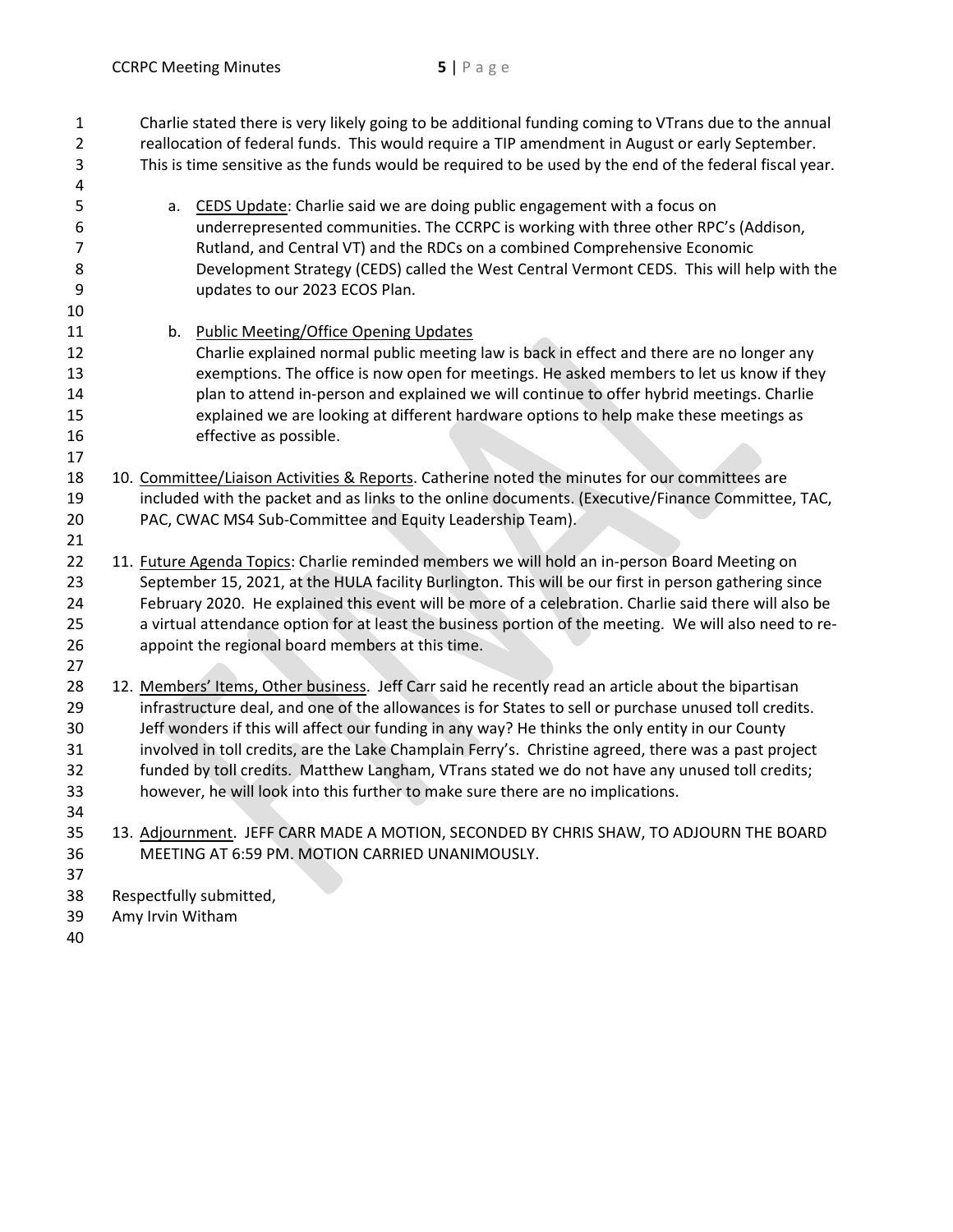Charlie stated there is very likely going to be additional funding coming to VTrans due to the annual reallocation of federal funds. This would require a TIP amendment in August or early September. This is time sensitive as the funds would be required to be used by the end of the federal fiscal year.

a. CEDS Update: Charlie said we are doing public engagement with a focus on underrepresented communities. The CCRPC is working with three other RPC's (Addison, Rutland, and Central VT) and the RDCs on a combined Comprehensive Economic Development Strategy (CEDS) called the West Central Vermont CEDS. This will help with the updates to our 2023 ECOS Plan.

b. Public Meeting/Office Opening Updates
Charlie explained normal public meeting law is back in effect and there are no longer any exemptions. The office is now open for meetings. He asked members to let us know if they plan to attend in-person and explained we will continue to offer hybrid meetings. Charlie explained we are looking at different hardware options to help make these meetings as effective as possible.

10. Committee/Liaison Activities & Reports. Catherine noted the minutes for our committees are included with the packet and as links to the online documents. (Executive/Finance Committee, TAC, PAC, CWAC MS4 Sub-Committee and Equity Leadership Team).

11. Future Agenda Topics: Charlie reminded members we will hold an in-person Board Meeting on September 15, 2021, at the HULA facility Burlington. This will be our first in person gathering since February 2020. He explained this event will be more of a celebration. Charlie said there will also be a virtual attendance option for at least the business portion of the meeting. We will also need to re-appoint the regional board members at this time.

12. Members' Items, Other business. Jeff Carr said he recently read an article about the bipartisan infrastructure deal, and one of the allowances is for States to sell or purchase unused toll credits. Jeff wonders if this will affect our funding in any way? He thinks the only entity in our County involved in toll credits, are the Lake Champlain Ferry's. Christine agreed, there was a past project funded by toll credits. Matthew Langham, VTrans stated we do not have any unused toll credits; however, he will look into this further to make sure there are no implications.

13. Adjournment. JEFF CARR MADE A MOTION, SECONDED BY CHRIS SHAW, TO ADJOURN THE BOARD MEETING AT 6:59 PM. MOTION CARRIED UNANIMOUSLY.

Respectfully submitted,
Amy Irvin Witham